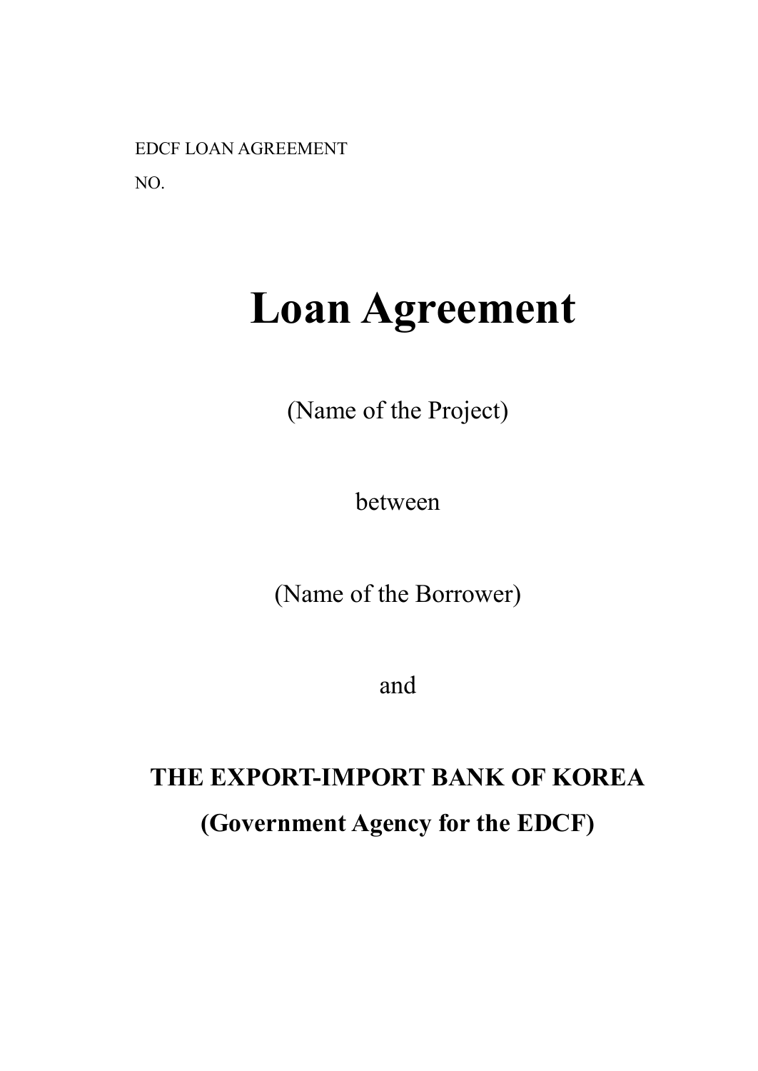EDCF LOAN AGREEMENT

NO.

# Loan Agreement

(Name of the Project)

between

(Name of the Borrower)

and

**THE EXPORT-IMPORT BANK OF KOREA**

**(Government Agency for the EDCF)**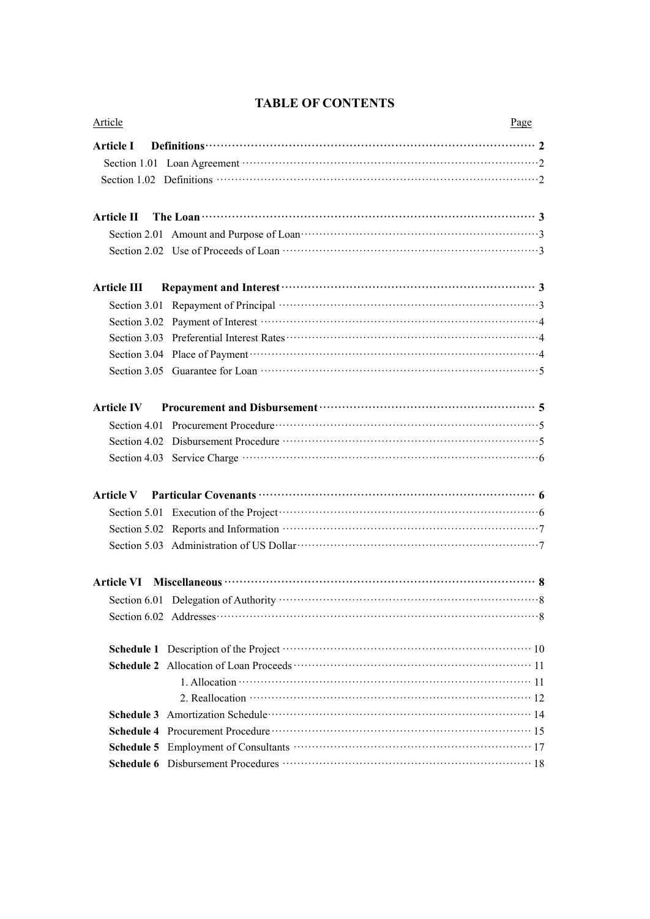# TABLE OF CONTENTS

| Article | Page |
|---|---|
| **Article I Definitions** | **2** |
| Section 1.01 Loan Agreement | 2 |
| Section 1.02 Definitions | 2 |
| **Article II The Loan** | **3** |
| Section 2.01 Amount and Purpose of Loan | 3 |
| Section 2.02 Use of Proceeds of Loan | 3 |
| **Article III Repayment and Interest** | **3** |
| Section 3.01 Repayment of Principal | 3 |
| Section 3.02 Payment of Interest | 4 |
| Section 3.03 Preferential Interest Rates | 4 |
| Section 3.04 Place of Payment | 4 |
| Section 3.05 Guarantee for Loan | 5 |
| **Article IV Procurement and Disbursement** | **5** |
| Section 4.01 Procurement Procedure | 5 |
| Section 4.02 Disbursement Procedure | 5 |
| Section 4.03 Service Charge | 6 |
| **Article V Particular Covenants** | **6** |
| Section 5.01 Execution of the Project | 6 |
| Section 5.02 Reports and Information | 7 |
| Section 5.03 Administration of US Dollar | 7 |
| **Article VI Miscellaneous** | **8** |
| Section 6.01 Delegation of Authority | 8 |
| Section 6.02 Addresses | 8 |
| **Schedule 1** Description of the Project | 10 |
| **Schedule 2** Allocation of Loan Proceeds | 11 |
| 1. Allocation | 11 |
| 2. Reallocation | 12 |
| **Schedule 3** Amortization Schedule | 14 |
| **Schedule 4** Procurement Procedure | 15 |
| **Schedule 5** Employment of Consultants | 17 |
| **Schedule 6** Disbursement Procedures | 18 |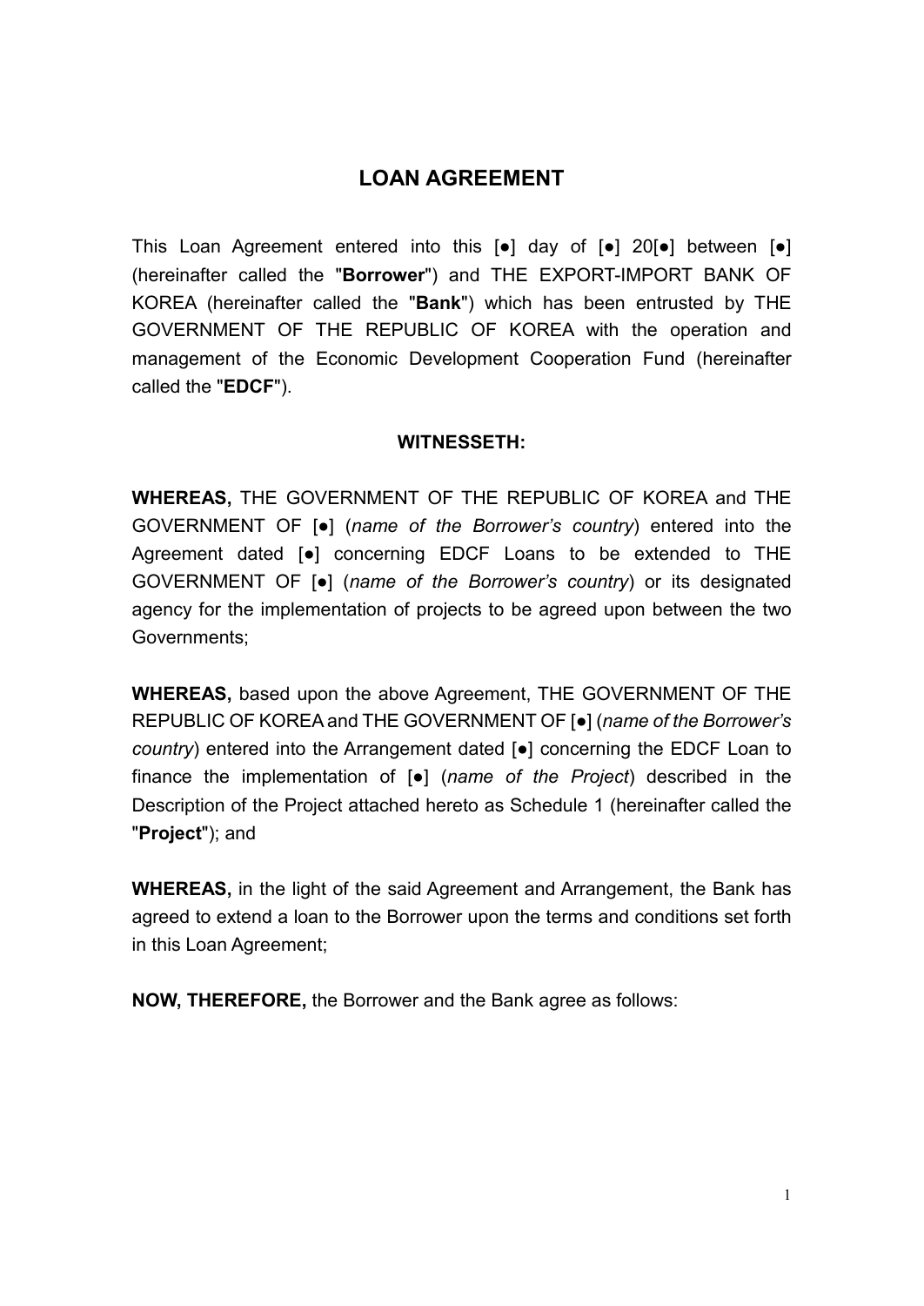# LOAN AGREEMENT

This Loan Agreement entered into this [●] day of [●] 20[●] between [●] (hereinafter called the "**Borrower**") and THE EXPORT-IMPORT BANK OF KOREA (hereinafter called the "**Bank**") which has been entrusted by THE GOVERNMENT OF THE REPUBLIC OF KOREA with the operation and management of the Economic Development Cooperation Fund (hereinafter called the "**EDCF**").

**WITNESSETH:**

**WHEREAS,** THE GOVERNMENT OF THE REPUBLIC OF KOREA and THE GOVERNMENT OF [●] (*name of the Borrower's country*) entered into the Agreement dated [●] concerning EDCF Loans to be extended to THE GOVERNMENT OF [●] (*name of the Borrower's country*) or its designated agency for the implementation of projects to be agreed upon between the two Governments;

**WHEREAS,** based upon the above Agreement, THE GOVERNMENT OF THE REPUBLIC OF KOREA and THE GOVERNMENT OF [●] (*name of the Borrower's country*) entered into the Arrangement dated [●] concerning the EDCF Loan to finance the implementation of [●] (*name of the Project*) described in the Description of the Project attached hereto as Schedule 1 (hereinafter called the "**Project**"); and

**WHEREAS,** in the light of the said Agreement and Arrangement, the Bank has agreed to extend a loan to the Borrower upon the terms and conditions set forth in this Loan Agreement;

**NOW, THEREFORE,** the Borrower and the Bank agree as follows: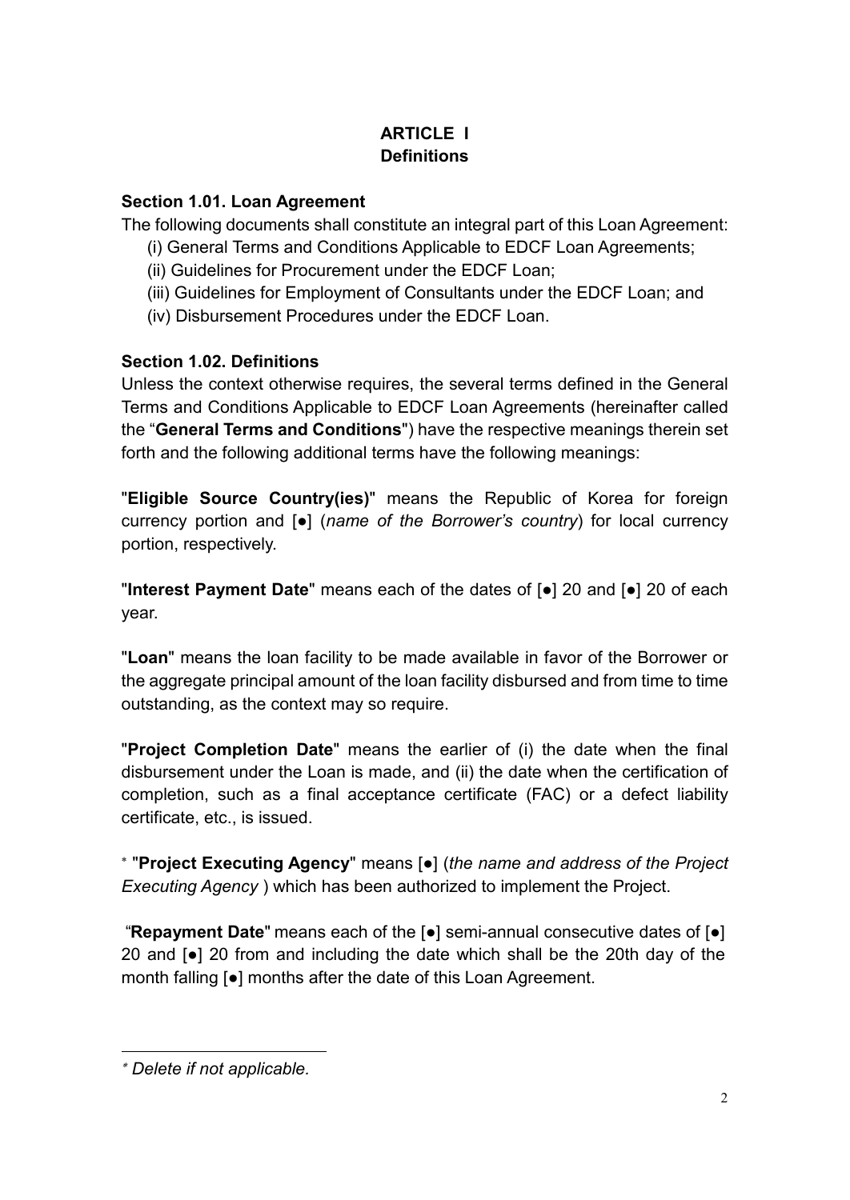# ARTICLE I
## Definitions

### Section 1.01. Loan Agreement

The following documents shall constitute an integral part of this Loan Agreement:

(i) General Terms and Conditions Applicable to EDCF Loan Agreements;

(ii) Guidelines for Procurement under the EDCF Loan;

(iii) Guidelines for Employment of Consultants under the EDCF Loan; and

(iv) Disbursement Procedures under the EDCF Loan.

### Section 1.02. Definitions

Unless the context otherwise requires, the several terms defined in the General Terms and Conditions Applicable to EDCF Loan Agreements (hereinafter called the "**General Terms and Conditions**") have the respective meanings therein set forth and the following additional terms have the following meanings:

"**Eligible Source Country(ies)**" means the Republic of Korea for foreign currency portion and [●] (*name of the Borrower's country*) for local currency portion, respectively.

"**Interest Payment Date**" means each of the dates of [●] 20 and [●] 20 of each year.

"**Loan**" means the loan facility to be made available in favor of the Borrower or the aggregate principal amount of the loan facility disbursed and from time to time outstanding, as the context may so require.

"**Project Completion Date**" means the earlier of (i) the date when the final disbursement under the Loan is made, and (ii) the date when the certification of completion, such as a final acceptance certificate (FAC) or a defect liability certificate, etc., is issued.

* "**Project Executing Agency**" means [●] (*the name and address of the Project Executing Agency* ) which has been authorized to implement the Project.

"**Repayment Date**" means each of the [●] semi-annual consecutive dates of [●] 20 and [●] 20 from and including the date which shall be the 20th day of the month falling [●] months after the date of this Loan Agreement.

---

* *Delete if not applicable.*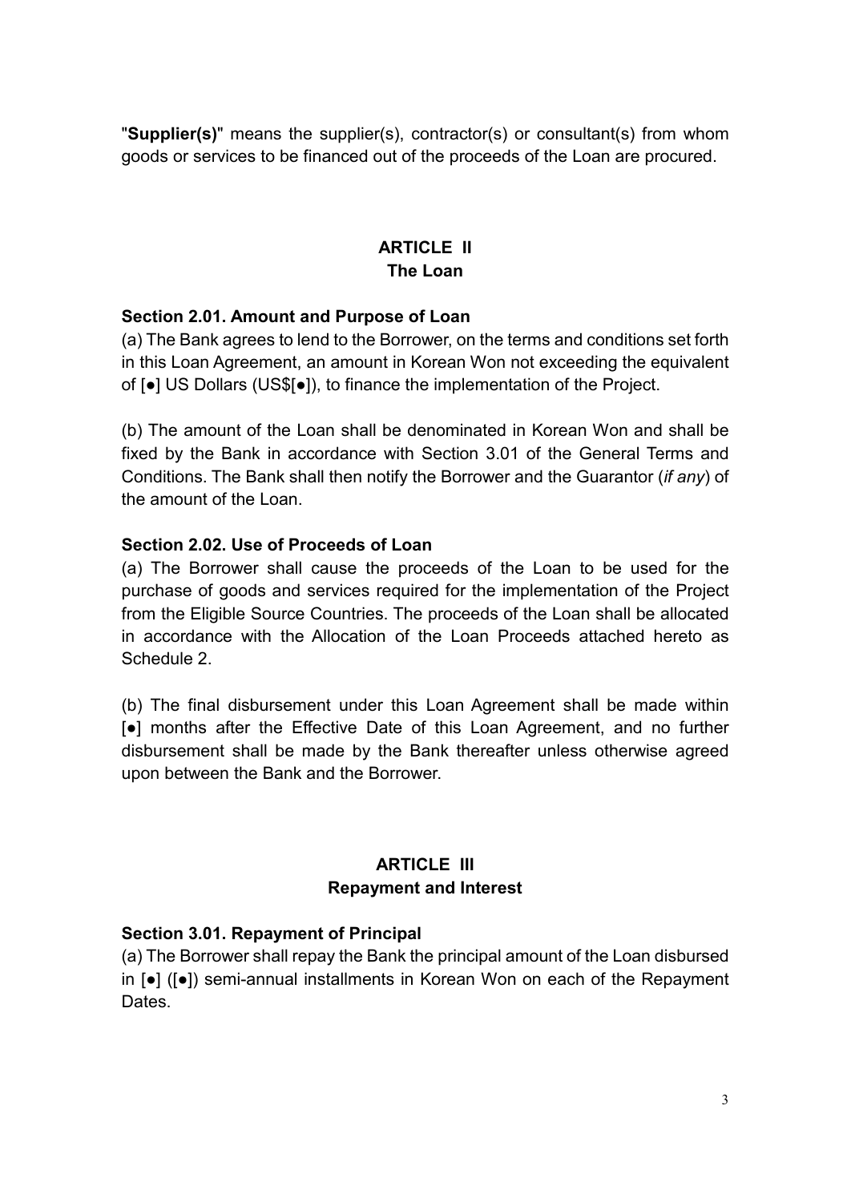"**Supplier(s)**" means the supplier(s), contractor(s) or consultant(s) from whom goods or services to be financed out of the proceeds of the Loan are procured.

## ARTICLE II
## The Loan

### Section 2.01. Amount and Purpose of Loan

(a) The Bank agrees to lend to the Borrower, on the terms and conditions set forth in this Loan Agreement, an amount in Korean Won not exceeding the equivalent of [●] US Dollars (US$[●]), to finance the implementation of the Project.

(b) The amount of the Loan shall be denominated in Korean Won and shall be fixed by the Bank in accordance with Section 3.01 of the General Terms and Conditions. The Bank shall then notify the Borrower and the Guarantor (*if any*) of the amount of the Loan.

### Section 2.02. Use of Proceeds of Loan

(a) The Borrower shall cause the proceeds of the Loan to be used for the purchase of goods and services required for the implementation of the Project from the Eligible Source Countries. The proceeds of the Loan shall be allocated in accordance with the Allocation of the Loan Proceeds attached hereto as Schedule 2.

(b) The final disbursement under this Loan Agreement shall be made within [●] months after the Effective Date of this Loan Agreement, and no further disbursement shall be made by the Bank thereafter unless otherwise agreed upon between the Bank and the Borrower.

## ARTICLE III
## Repayment and Interest

### Section 3.01. Repayment of Principal

(a) The Borrower shall repay the Bank the principal amount of the Loan disbursed in [●] ([●]) semi-annual installments in Korean Won on each of the Repayment Dates.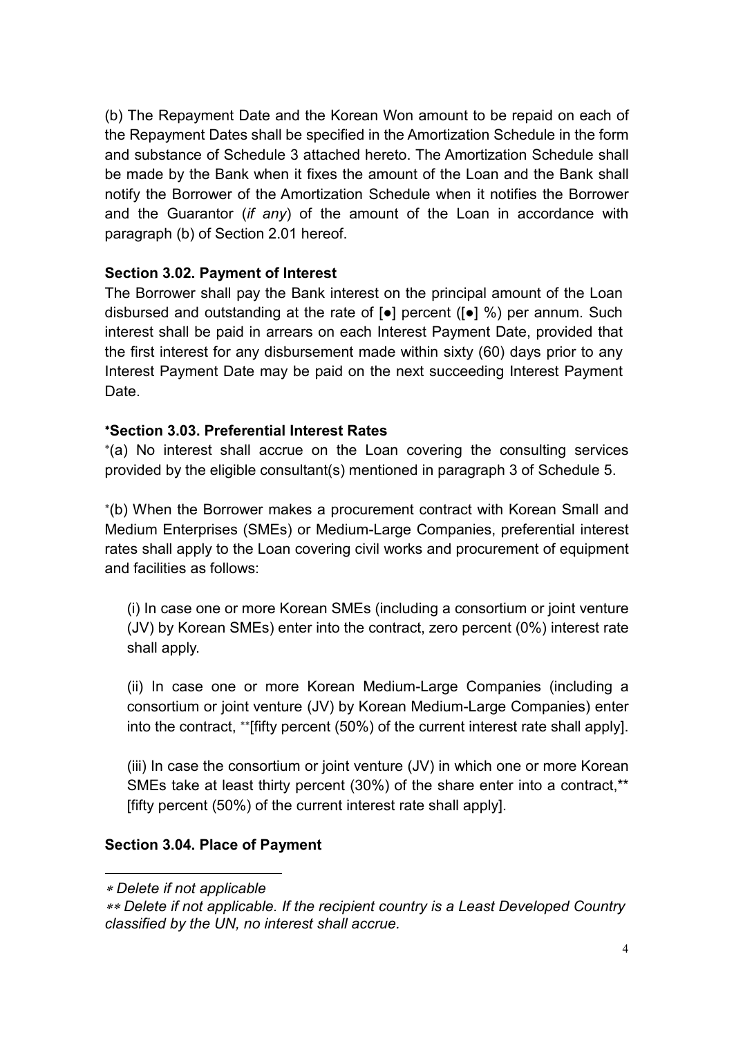(b) The Repayment Date and the Korean Won amount to be repaid on each of the Repayment Dates shall be specified in the Amortization Schedule in the form and substance of Schedule 3 attached hereto. The Amortization Schedule shall be made by the Bank when it fixes the amount of the Loan and the Bank shall notify the Borrower of the Amortization Schedule when it notifies the Borrower and the Guarantor (*if any*) of the amount of the Loan in accordance with paragraph (b) of Section 2.01 hereof.

**Section 3.02. Payment of Interest**

The Borrower shall pay the Bank interest on the principal amount of the Loan disbursed and outstanding at the rate of [●] percent ([●] %) per annum. Such interest shall be paid in arrears on each Interest Payment Date, provided that the first interest for any disbursement made within sixty (60) days prior to any Interest Payment Date may be paid on the next succeeding Interest Payment Date.

**\*Section 3.03. Preferential Interest Rates**

\*(a) No interest shall accrue on the Loan covering the consulting services provided by the eligible consultant(s) mentioned in paragraph 3 of Schedule 5.

\*(b) When the Borrower makes a procurement contract with Korean Small and Medium Enterprises (SMEs) or Medium-Large Companies, preferential interest rates shall apply to the Loan covering civil works and procurement of equipment and facilities as follows:

(i) In case one or more Korean SMEs (including a consortium or joint venture (JV) by Korean SMEs) enter into the contract, zero percent (0%) interest rate shall apply.

(ii) In case one or more Korean Medium-Large Companies (including a consortium or joint venture (JV) by Korean Medium-Large Companies) enter into the contract, \*\*[fifty percent (50%) of the current interest rate shall apply].

(iii) In case the consortium or joint venture (JV) in which one or more Korean SMEs take at least thirty percent (30%) of the share enter into a contract,\*\* [fifty percent (50%) of the current interest rate shall apply].

**Section 3.04. Place of Payment**

---

\* *Delete if not applicable*

\*\* *Delete if not applicable. If the recipient country is a Least Developed Country classified by the UN, no interest shall accrue.*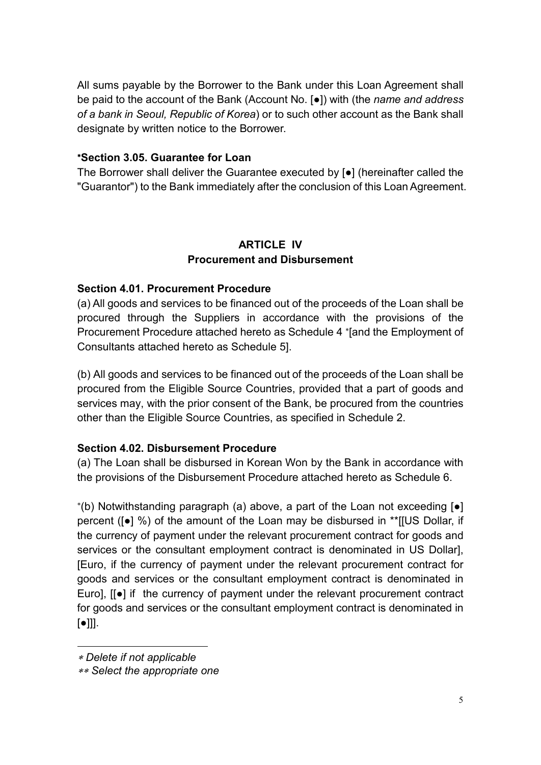All sums payable by the Borrower to the Bank under this Loan Agreement shall be paid to the account of the Bank (Account No. [●]) with (the *name and address of a bank in Seoul, Republic of Korea*) or to such other account as the Bank shall designate by written notice to the Borrower.

**\*Section 3.05. Guarantee for Loan**

The Borrower shall deliver the Guarantee executed by [●] (hereinafter called the "Guarantor") to the Bank immediately after the conclusion of this Loan Agreement.

## ARTICLE IV
## Procurement and Disbursement

**Section 4.01. Procurement Procedure**

(a) All goods and services to be financed out of the proceeds of the Loan shall be procured through the Suppliers in accordance with the provisions of the Procurement Procedure attached hereto as Schedule 4 *[and the Employment of Consultants attached hereto as Schedule 5].

(b) All goods and services to be financed out of the proceeds of the Loan shall be procured from the Eligible Source Countries, provided that a part of goods and services may, with the prior consent of the Bank, be procured from the countries other than the Eligible Source Countries, as specified in Schedule 2.

**Section 4.02. Disbursement Procedure**

(a) The Loan shall be disbursed in Korean Won by the Bank in accordance with the provisions of the Disbursement Procedure attached hereto as Schedule 6.

*(b) Notwithstanding paragraph (a) above, a part of the Loan not exceeding [●] percent ([●] %) of the amount of the Loan may be disbursed in **[[US Dollar, if the currency of payment under the relevant procurement contract for goods and services or the consultant employment contract is denominated in US Dollar], [Euro, if the currency of payment under the relevant procurement contract for goods and services or the consultant employment contract is denominated in Euro], [[●] if the currency of payment under the relevant procurement contract for goods and services or the consultant employment contract is denominated in [●]]].

---

\* *Delete if not applicable*

\*\* *Select the appropriate one*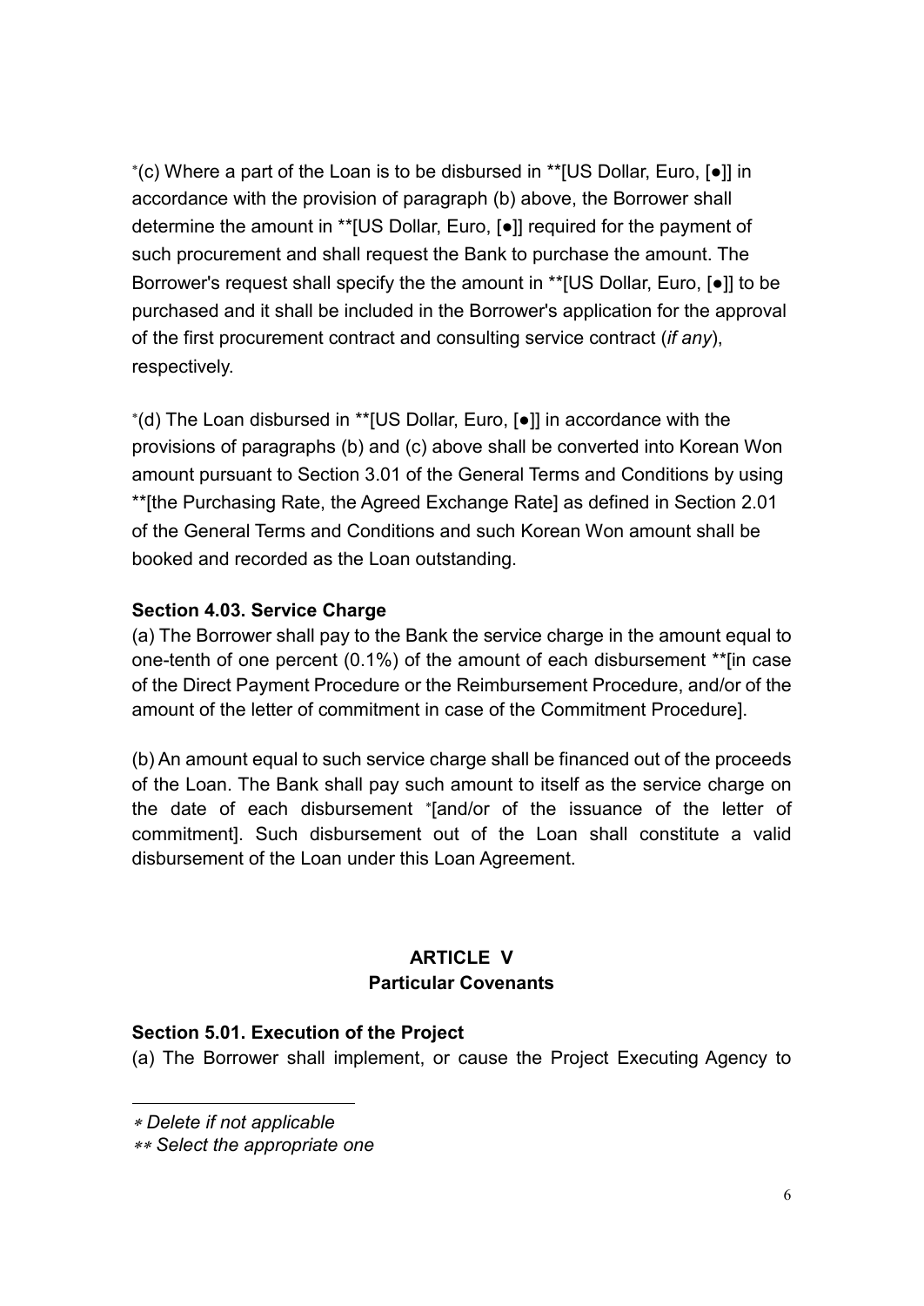*(c) Where a part of the Loan is to be disbursed in **[US Dollar, Euro, [●]] in accordance with the provision of paragraph (b) above, the Borrower shall determine the amount in **[US Dollar, Euro, [●]] required for the payment of such procurement and shall request the Bank to purchase the amount. The Borrower's request shall specify the the amount in **[US Dollar, Euro, [●]] to be purchased and it shall be included in the Borrower's application for the approval of the first procurement contract and consulting service contract (*if any*), respectively.

*(d) The Loan disbursed in **[US Dollar, Euro, [●]] in accordance with the provisions of paragraphs (b) and (c) above shall be converted into Korean Won amount pursuant to Section 3.01 of the General Terms and Conditions by using **[the Purchasing Rate, the Agreed Exchange Rate] as defined in Section 2.01 of the General Terms and Conditions and such Korean Won amount shall be booked and recorded as the Loan outstanding.

**Section 4.03. Service Charge**

(a) The Borrower shall pay to the Bank the service charge in the amount equal to one-tenth of one percent (0.1%) of the amount of each disbursement **[in case of the Direct Payment Procedure or the Reimbursement Procedure, and/or of the amount of the letter of commitment in case of the Commitment Procedure].

(b) An amount equal to such service charge shall be financed out of the proceeds of the Loan. The Bank shall pay such amount to itself as the service charge on the date of each disbursement *[and/or of the issuance of the letter of commitment]. Such disbursement out of the Loan shall constitute a valid disbursement of the Loan under this Loan Agreement.

## ARTICLE V
## Particular Covenants

**Section 5.01. Execution of the Project**

(a) The Borrower shall implement, or cause the Project Executing Agency to

---

* *Delete if not applicable*

** *Select the appropriate one*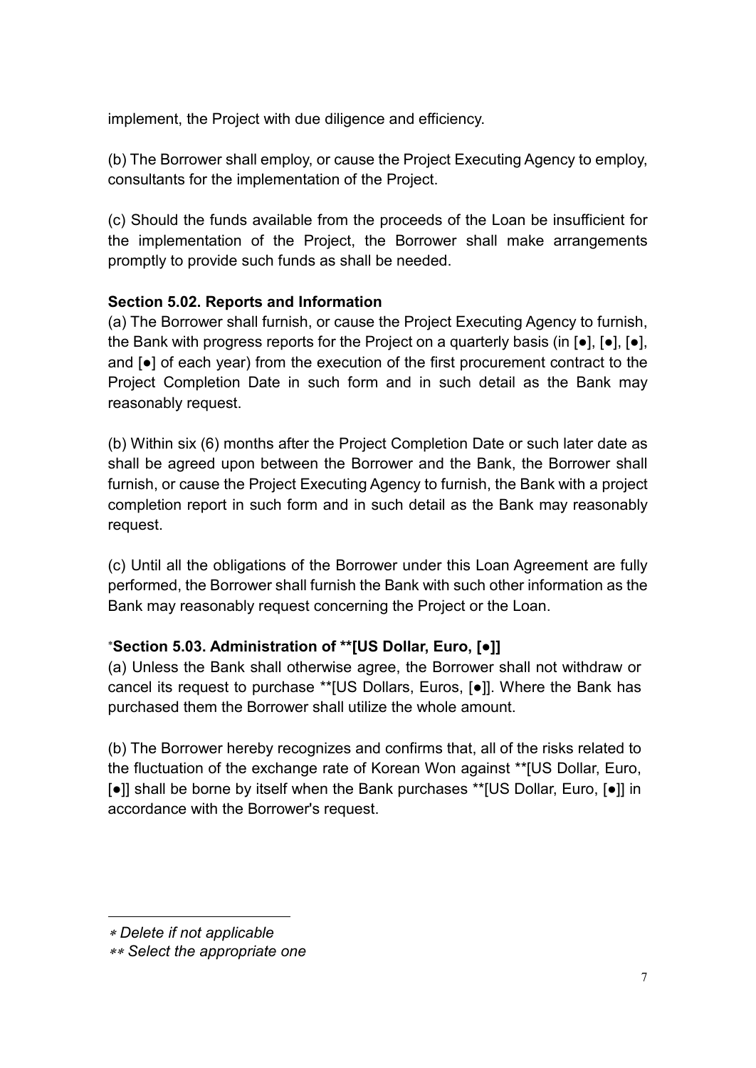implement, the Project with due diligence and efficiency.

(b) The Borrower shall employ, or cause the Project Executing Agency to employ, consultants for the implementation of the Project.

(c) Should the funds available from the proceeds of the Loan be insufficient for the implementation of the Project, the Borrower shall make arrangements promptly to provide such funds as shall be needed.

**Section 5.02. Reports and Information**

(a) The Borrower shall furnish, or cause the Project Executing Agency to furnish, the Bank with progress reports for the Project on a quarterly basis (in [●], [●], [●], and [●] of each year) from the execution of the first procurement contract to the Project Completion Date in such form and in such detail as the Bank may reasonably request.

(b) Within six (6) months after the Project Completion Date or such later date as shall be agreed upon between the Borrower and the Bank, the Borrower shall furnish, or cause the Project Executing Agency to furnish, the Bank with a project completion report in such form and in such detail as the Bank may reasonably request.

(c) Until all the obligations of the Borrower under this Loan Agreement are fully performed, the Borrower shall furnish the Bank with such other information as the Bank may reasonably request concerning the Project or the Loan.

*__Section 5.03. Administration of **[US Dollar, Euro, [●]]__

(a) Unless the Bank shall otherwise agree, the Borrower shall not withdraw or cancel its request to purchase **[US Dollars, Euros, [●]]. Where the Bank has purchased them the Borrower shall utilize the whole amount.

(b) The Borrower hereby recognizes and confirms that, all of the risks related to the fluctuation of the exchange rate of Korean Won against **[US Dollar, Euro, [●]] shall be borne by itself when the Bank purchases **[US Dollar, Euro, [●]] in accordance with the Borrower's request.

---

\* *Delete if not applicable*

\*\* *Select the appropriate one*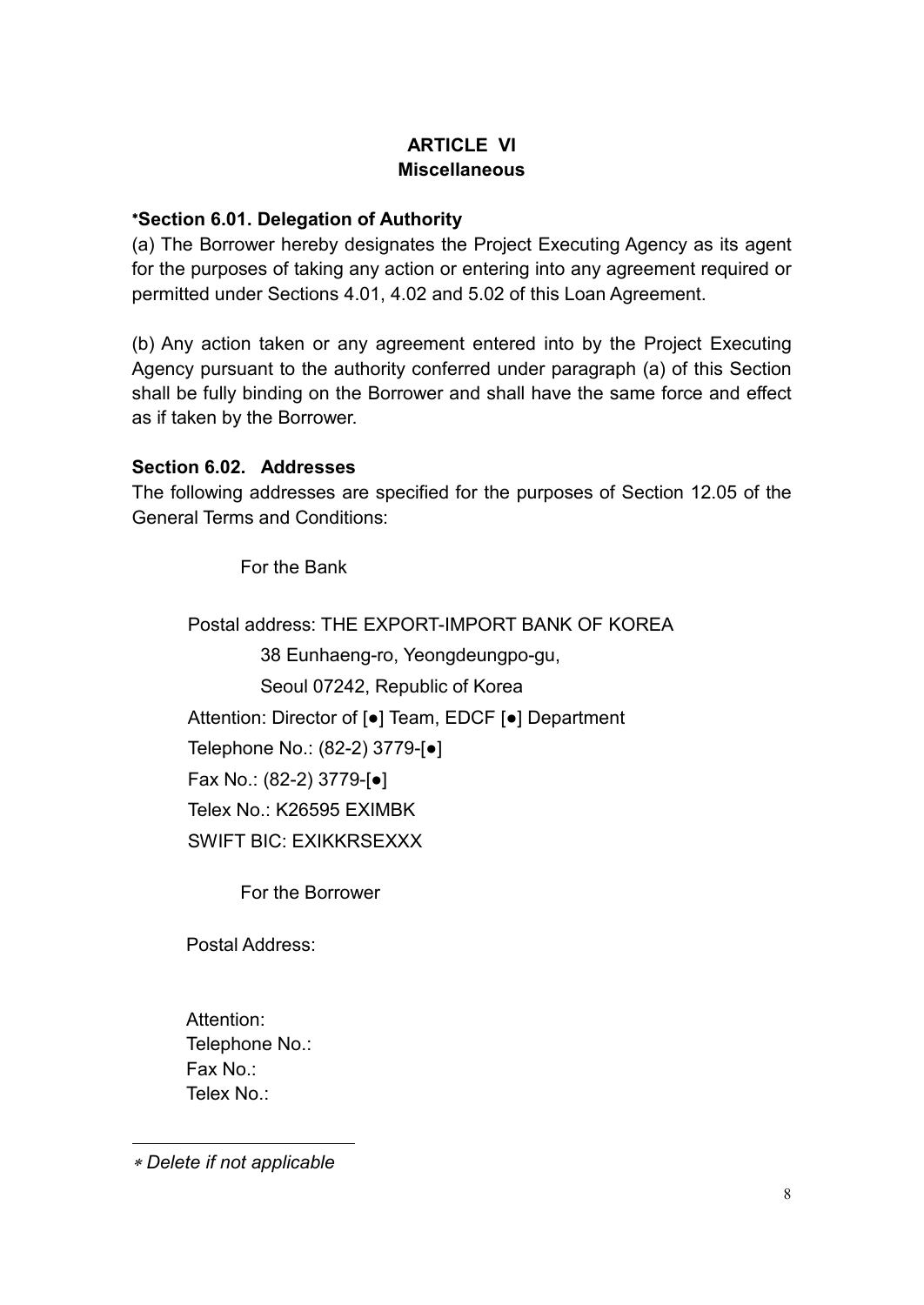## ARTICLE VI
## Miscellaneous

**\*Section 6.01. Delegation of Authority**

(a) The Borrower hereby designates the Project Executing Agency as its agent for the purposes of taking any action or entering into any agreement required or permitted under Sections 4.01, 4.02 and 5.02 of this Loan Agreement.

(b) Any action taken or any agreement entered into by the Project Executing Agency pursuant to the authority conferred under paragraph (a) of this Section shall be fully binding on the Borrower and shall have the same force and effect as if taken by the Borrower.

**Section 6.02. Addresses**

The following addresses are specified for the purposes of Section 12.05 of the General Terms and Conditions:

For the Bank

Postal address: THE EXPORT-IMPORT BANK OF KOREA
38 Eunhaeng-ro, Yeongdeungpo-gu,
Seoul 07242, Republic of Korea
Attention: Director of [●] Team, EDCF [●] Department
Telephone No.: (82-2) 3779-[●]
Fax No.: (82-2) 3779-[●]
Telex No.: K26595 EXIMBK
SWIFT BIC: EXIKKRSEXXX

For the Borrower

Postal Address:

Attention:
Telephone No.:
Fax No.:
Telex No.:

---

\* *Delete if not applicable*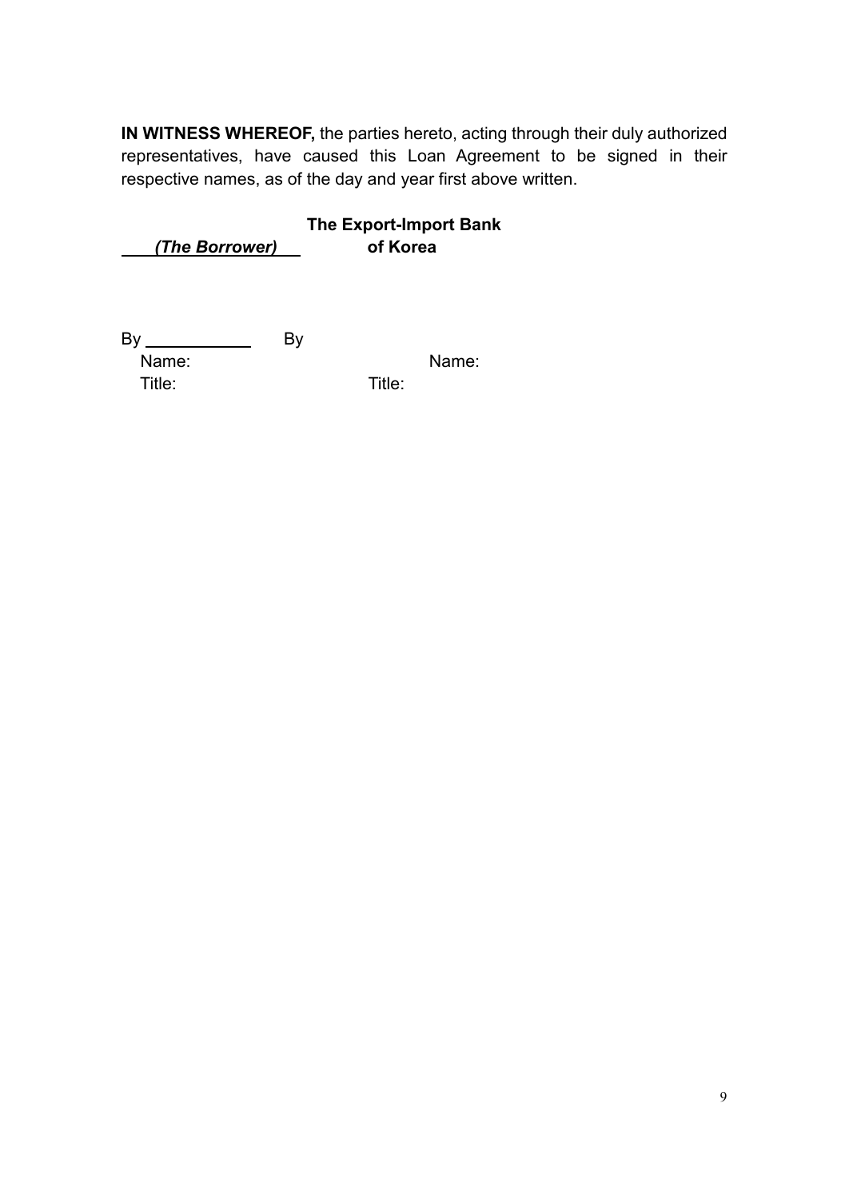**IN WITNESS WHEREOF,** the parties hereto, acting through their duly authorized representatives, have caused this Loan Agreement to be signed in their respective names, as of the day and year first above written.

| ***(The Borrower)*** | **The Export-Import Bank of Korea** |
|---|---|
| By \_\_\_\_\_\_\_\_\_\_\_\_ | By |
| Name: | Name: |
| Title: | Title: |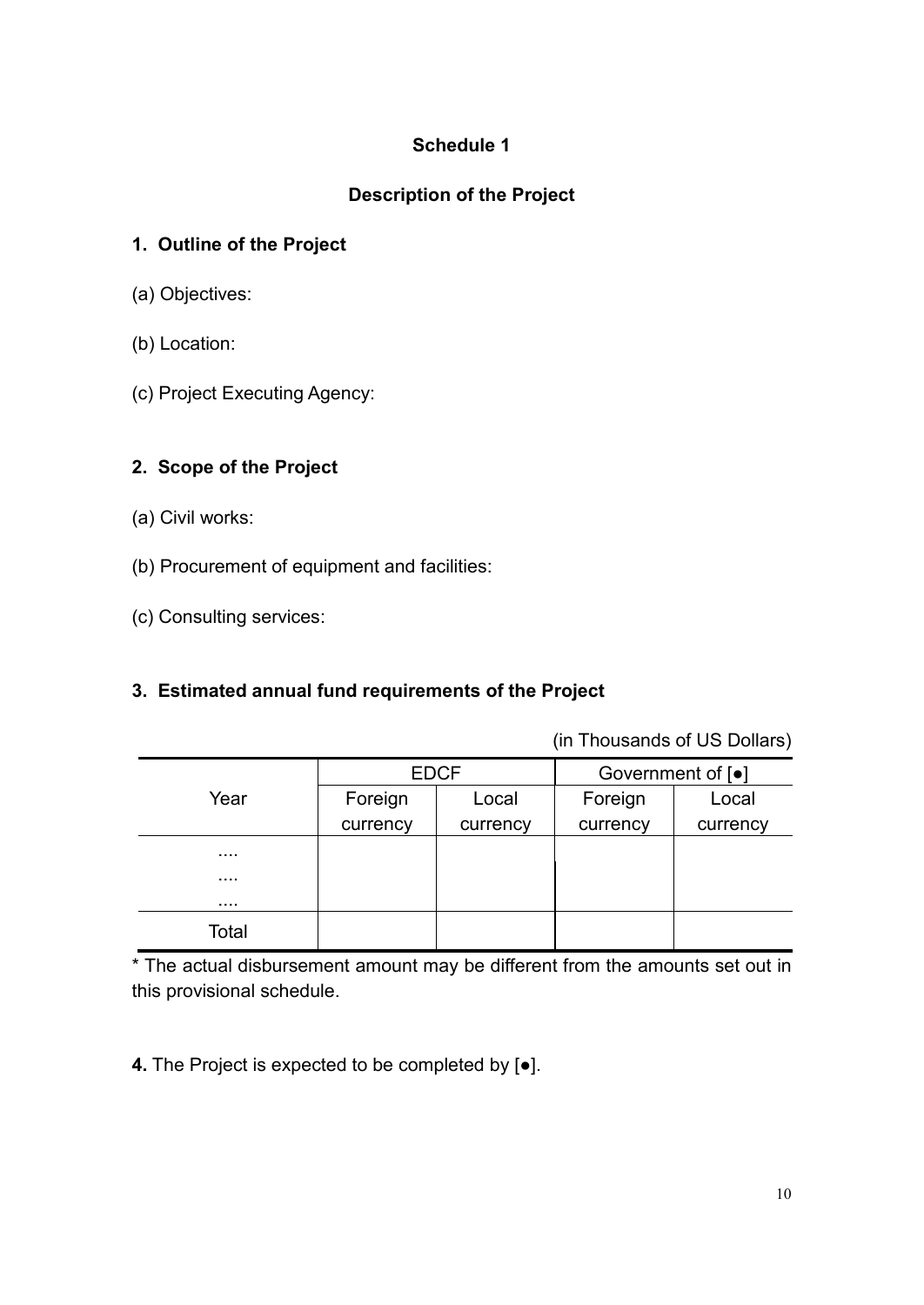**Schedule 1**

**Description of the Project**

**1. Outline of the Project**

(a) Objectives:

(b) Location:

(c) Project Executing Agency:

**2. Scope of the Project**

(a) Civil works:

(b) Procurement of equipment and facilities:

(c) Consulting services:

**3. Estimated annual fund requirements of the Project**

(in Thousands of US Dollars)

| Year | EDCF | | Government of [●] | |
|---|---|---|---|---|
| | Foreign currency | Local currency | Foreign currency | Local currency |
| .... | | | | |
| .... | | | | |
| .... | | | | |
| Total | | | | |

* The actual disbursement amount may be different from the amounts set out in this provisional schedule.

**4.** The Project is expected to be completed by [●].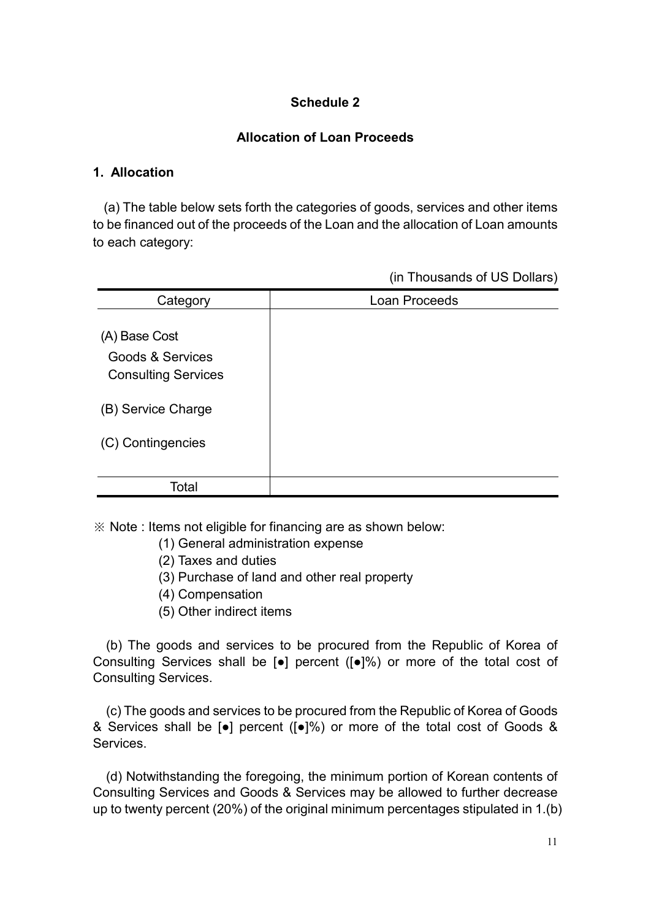**Schedule 2**

**Allocation of Loan Proceeds**

**1. Allocation**

(a) The table below sets forth the categories of goods, services and other items to be financed out of the proceeds of the Loan and the allocation of Loan amounts to each category:

(in Thousands of US Dollars)

| Category | Loan Proceeds |
|---|---|
| (A) Base Cost | |
| Goods & Services | |
| Consulting Services | |
| (B) Service Charge | |
| (C) Contingencies | |
| Total | |

※ Note : Items not eligible for financing are as shown below:

(1) General administration expense
(2) Taxes and duties
(3) Purchase of land and other real property
(4) Compensation
(5) Other indirect items

(b) The goods and services to be procured from the Republic of Korea of Consulting Services shall be [●] percent ([●]%) or more of the total cost of Consulting Services.

(c) The goods and services to be procured from the Republic of Korea of Goods & Services shall be [●] percent ([●]%) or more of the total cost of Goods & Services.

(d) Notwithstanding the foregoing, the minimum portion of Korean contents of Consulting Services and Goods & Services may be allowed to further decrease up to twenty percent (20%) of the original minimum percentages stipulated in 1.(b)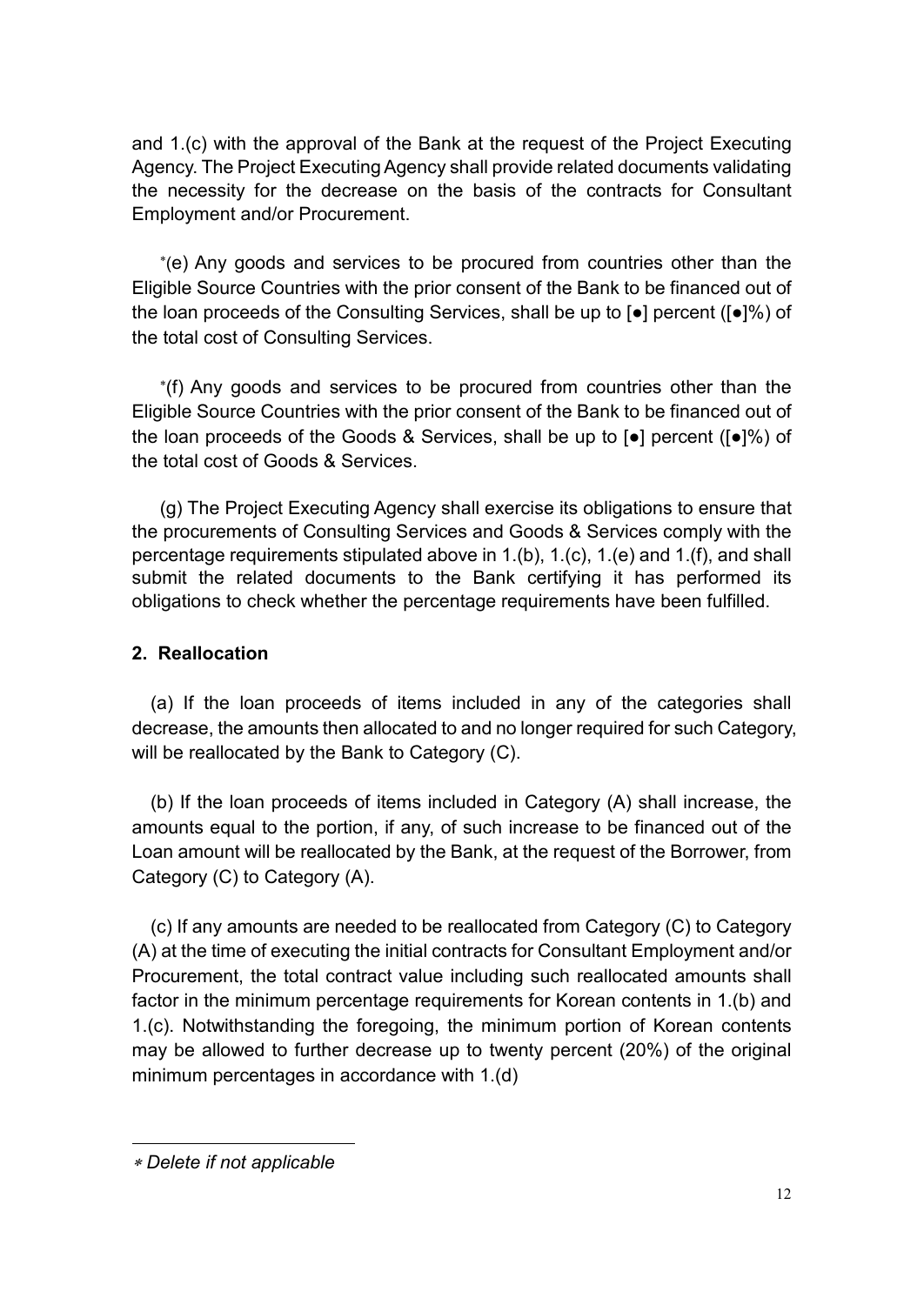and 1.(c) with the approval of the Bank at the request of the Project Executing Agency. The Project Executing Agency shall provide related documents validating the necessity for the decrease on the basis of the contracts for Consultant Employment and/or Procurement.

*(e) Any goods and services to be procured from countries other than the Eligible Source Countries with the prior consent of the Bank to be financed out of the loan proceeds of the Consulting Services, shall be up to [●] percent ([●]%) of the total cost of Consulting Services.

*(f) Any goods and services to be procured from countries other than the Eligible Source Countries with the prior consent of the Bank to be financed out of the loan proceeds of the Goods & Services, shall be up to [●] percent ([●]%) of the total cost of Goods & Services.

(g) The Project Executing Agency shall exercise its obligations to ensure that the procurements of Consulting Services and Goods & Services comply with the percentage requirements stipulated above in 1.(b), 1.(c), 1.(e) and 1.(f), and shall submit the related documents to the Bank certifying it has performed its obligations to check whether the percentage requirements have been fulfilled.

**2. Reallocation**

(a) If the loan proceeds of items included in any of the categories shall decrease, the amounts then allocated to and no longer required for such Category, will be reallocated by the Bank to Category (C).

(b) If the loan proceeds of items included in Category (A) shall increase, the amounts equal to the portion, if any, of such increase to be financed out of the Loan amount will be reallocated by the Bank, at the request of the Borrower, from Category (C) to Category (A).

(c) If any amounts are needed to be reallocated from Category (C) to Category (A) at the time of executing the initial contracts for Consultant Employment and/or Procurement, the total contract value including such reallocated amounts shall factor in the minimum percentage requirements for Korean contents in 1.(b) and 1.(c). Notwithstanding the foregoing, the minimum portion of Korean contents may be allowed to further decrease up to twenty percent (20%) of the original minimum percentages in accordance with 1.(d)

---

* *Delete if not applicable*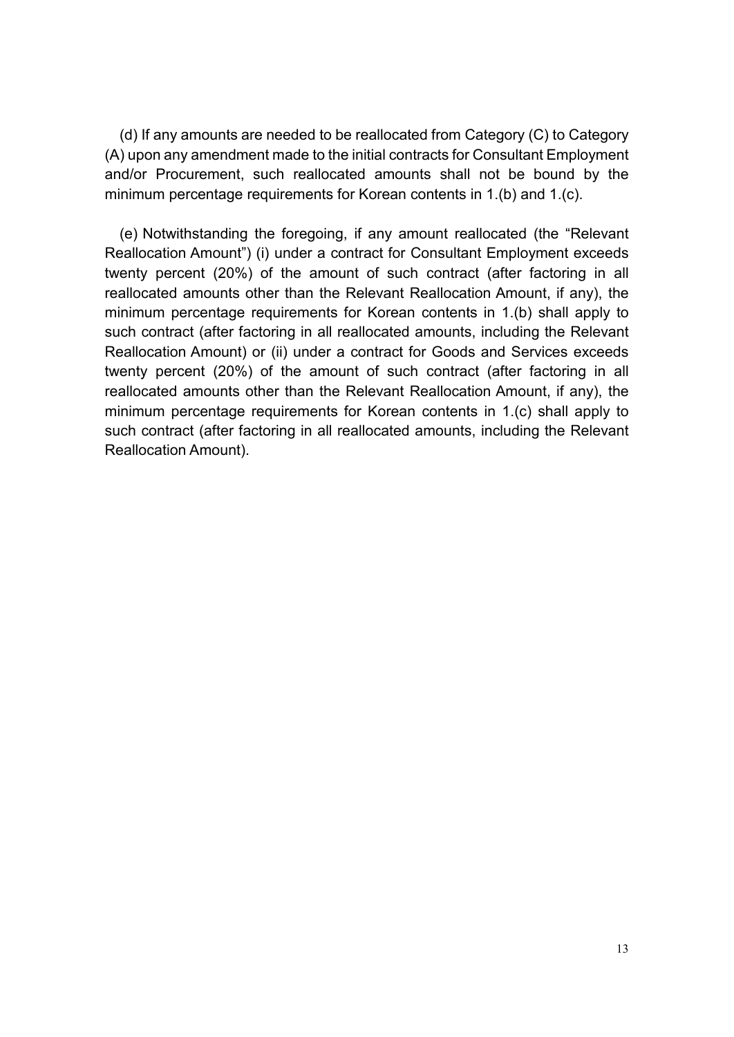(d) If any amounts are needed to be reallocated from Category (C) to Category (A) upon any amendment made to the initial contracts for Consultant Employment and/or Procurement, such reallocated amounts shall not be bound by the minimum percentage requirements for Korean contents in 1.(b) and 1.(c).

(e) Notwithstanding the foregoing, if any amount reallocated (the "Relevant Reallocation Amount") (i) under a contract for Consultant Employment exceeds twenty percent (20%) of the amount of such contract (after factoring in all reallocated amounts other than the Relevant Reallocation Amount, if any), the minimum percentage requirements for Korean contents in 1.(b) shall apply to such contract (after factoring in all reallocated amounts, including the Relevant Reallocation Amount) or (ii) under a contract for Goods and Services exceeds twenty percent (20%) of the amount of such contract (after factoring in all reallocated amounts other than the Relevant Reallocation Amount, if any), the minimum percentage requirements for Korean contents in 1.(c) shall apply to such contract (after factoring in all reallocated amounts, including the Relevant Reallocation Amount).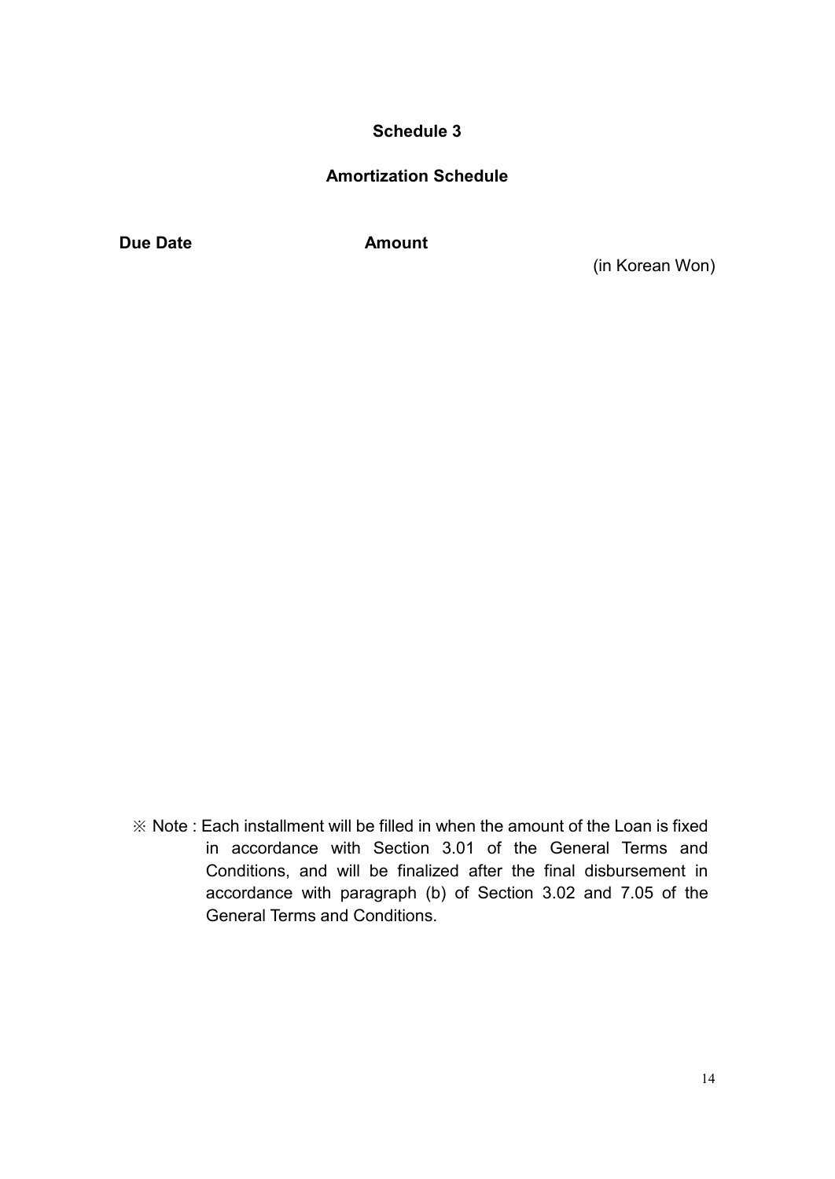## Schedule 3

## Amortization Schedule

| Due Date | Amount |
|---|---|

(in Korean Won)

※ Note : Each installment will be filled in when the amount of the Loan is fixed in accordance with Section 3.01 of the General Terms and Conditions, and will be finalized after the final disbursement in accordance with paragraph (b) of Section 3.02 and 7.05 of the General Terms and Conditions.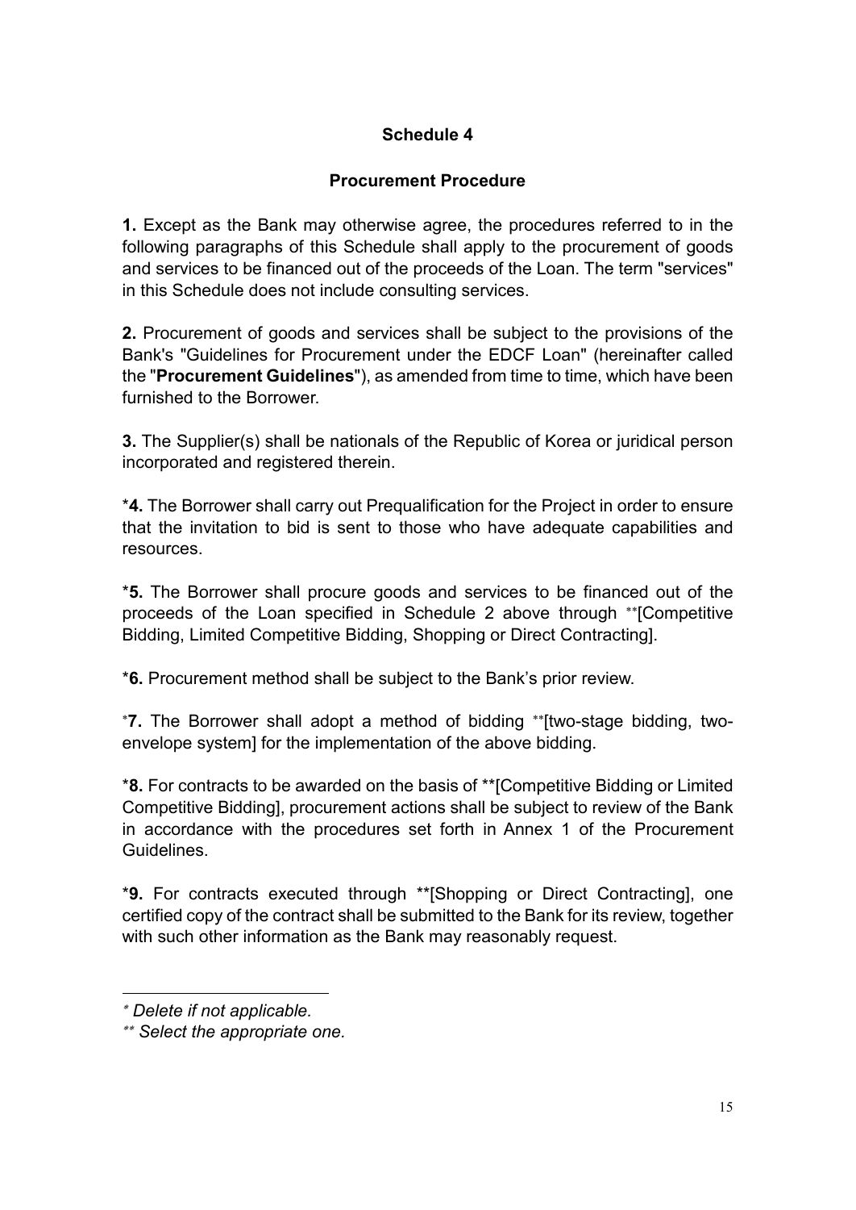## Schedule 4

### Procurement Procedure

**1.** Except as the Bank may otherwise agree, the procedures referred to in the following paragraphs of this Schedule shall apply to the procurement of goods and services to be financed out of the proceeds of the Loan. The term "services" in this Schedule does not include consulting services.

**2.** Procurement of goods and services shall be subject to the provisions of the Bank's "Guidelines for Procurement under the EDCF Loan" (hereinafter called the "**Procurement Guidelines**"), as amended from time to time, which have been furnished to the Borrower.

**3.** The Supplier(s) shall be nationals of the Republic of Korea or juridical person incorporated and registered therein.

\***4.** The Borrower shall carry out Prequalification for the Project in order to ensure that the invitation to bid is sent to those who have adequate capabilities and resources.

\***5.** The Borrower shall procure goods and services to be financed out of the proceeds of the Loan specified in Schedule 2 above through \*\*[Competitive Bidding, Limited Competitive Bidding, Shopping or Direct Contracting].

\***6.** Procurement method shall be subject to the Bank's prior review.

\***7.** The Borrower shall adopt a method of bidding \*\*[two-stage bidding, two-envelope system] for the implementation of the above bidding.

\***8.** For contracts to be awarded on the basis of \*\*[Competitive Bidding or Limited Competitive Bidding], procurement actions shall be subject to review of the Bank in accordance with the procedures set forth in Annex 1 of the Procurement Guidelines.

\***9.** For contracts executed through \*\*[Shopping or Direct Contracting], one certified copy of the contract shall be submitted to the Bank for its review, together with such other information as the Bank may reasonably request.

---

\* *Delete if not applicable.*

\*\* *Select the appropriate one.*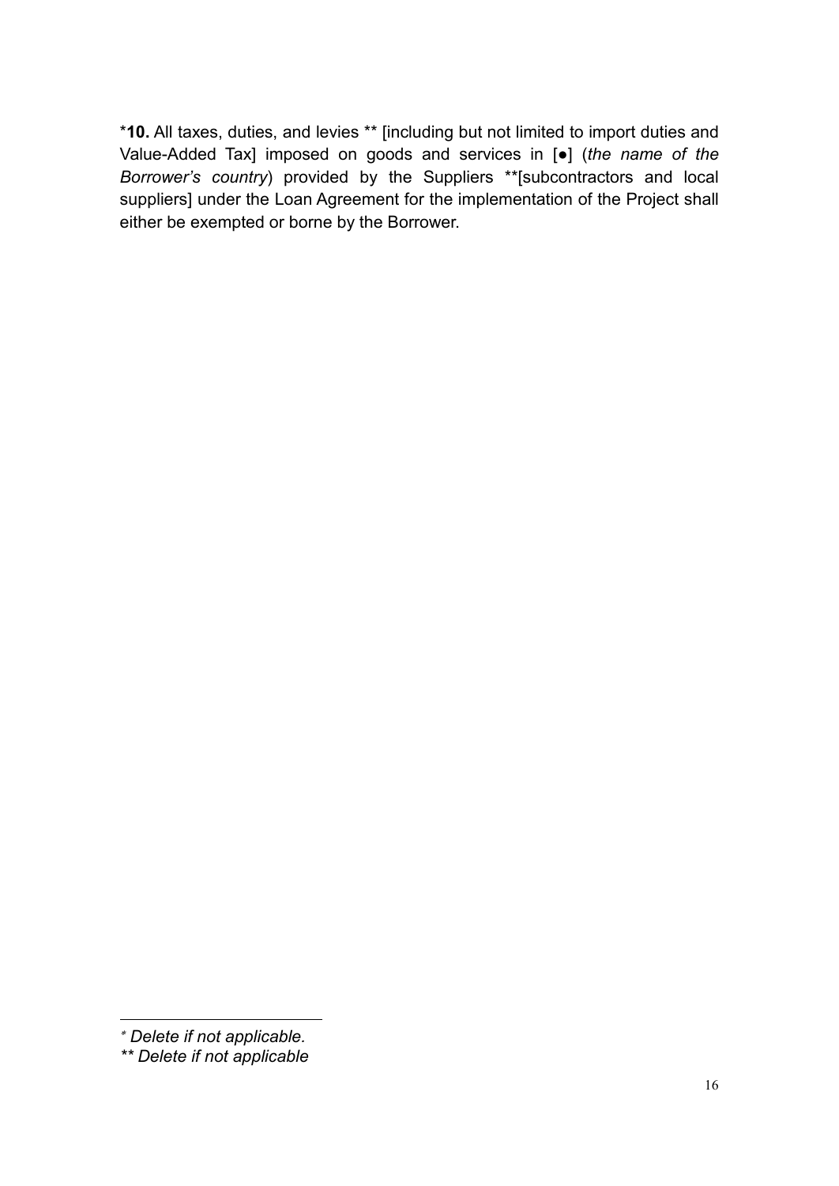*__10.__ All taxes, duties, and levies ** [including but not limited to import duties and Value-Added Tax] imposed on goods and services in [●] (*the name of the Borrower's country*) provided by the Suppliers **[subcontractors and local suppliers] under the Loan Agreement for the implementation of the Project shall either be exempted or borne by the Borrower.

---

\* *Delete if not applicable.*

*** Delete if not applicable*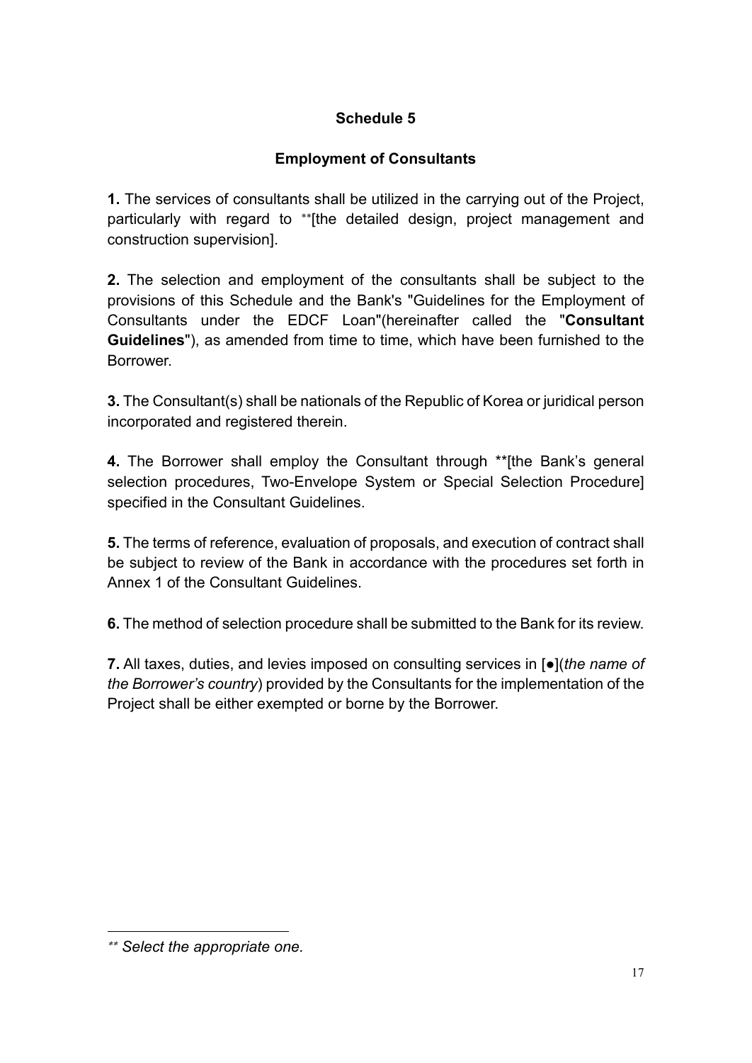# Schedule 5

## Employment of Consultants

**1.** The services of consultants shall be utilized in the carrying out of the Project, particularly with regard to **[the detailed design, project management and construction supervision].

**2.** The selection and employment of the consultants shall be subject to the provisions of this Schedule and the Bank's "Guidelines for the Employment of Consultants under the EDCF Loan"(hereinafter called the "**Consultant Guidelines**"), as amended from time to time, which have been furnished to the Borrower.

**3.** The Consultant(s) shall be nationals of the Republic of Korea or juridical person incorporated and registered therein.

**4.** The Borrower shall employ the Consultant through **[the Bank's general selection procedures, Two-Envelope System or Special Selection Procedure] specified in the Consultant Guidelines.

**5.** The terms of reference, evaluation of proposals, and execution of contract shall be subject to review of the Bank in accordance with the procedures set forth in Annex 1 of the Consultant Guidelines.

**6.** The method of selection procedure shall be submitted to the Bank for its review.

**7.** All taxes, duties, and levies imposed on consulting services in [●](*the name of the Borrower's country*) provided by the Consultants for the implementation of the Project shall be either exempted or borne by the Borrower.

---

*\*\* Select the appropriate one.*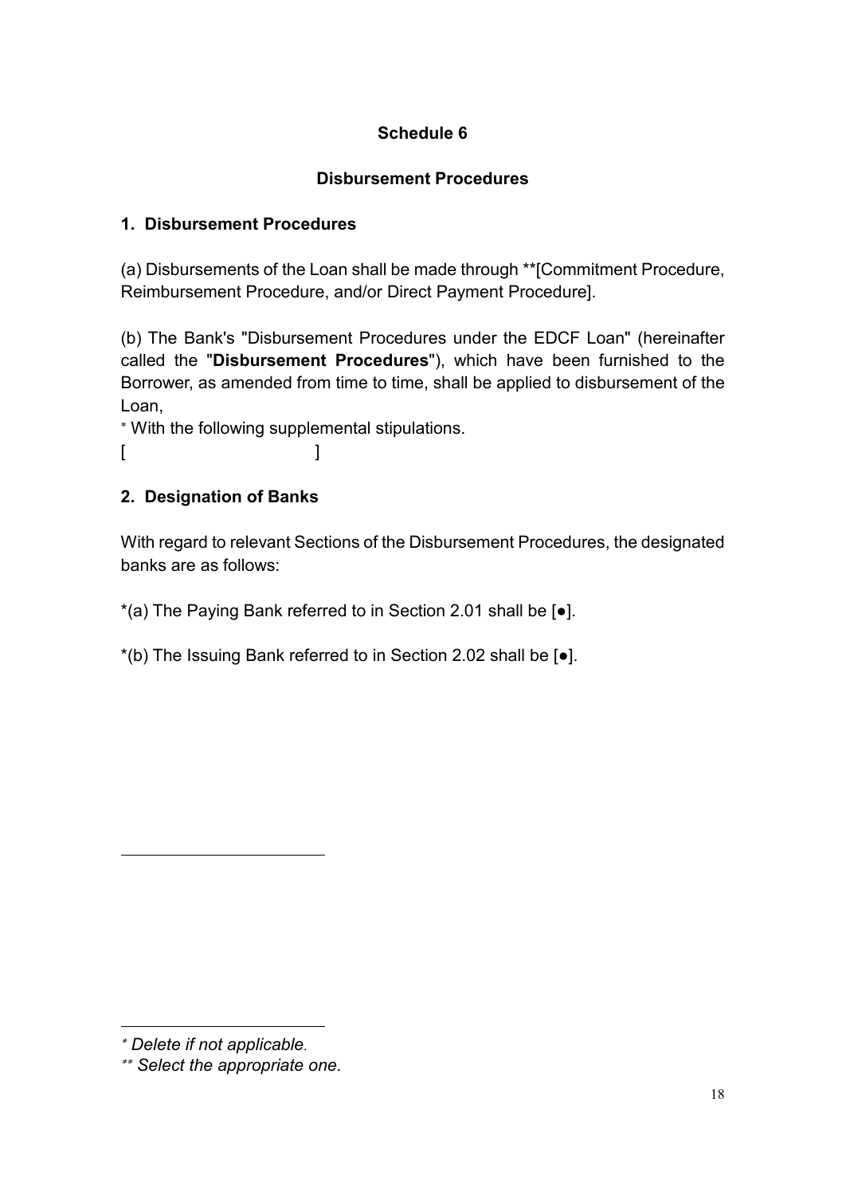# Schedule 6

## Disbursement Procedures

### 1. Disbursement Procedures

(a) Disbursements of the Loan shall be made through **[Commitment Procedure, Reimbursement Procedure, and/or Direct Payment Procedure].

(b) The Bank's "Disbursement Procedures under the EDCF Loan" (hereinafter called the "**Disbursement Procedures**"), which have been furnished to the Borrower, as amended from time to time, shall be applied to disbursement of the Loan,

* With the following supplemental stipulations.

[ ]

### 2. Designation of Banks

With regard to relevant Sections of the Disbursement Procedures, the designated banks are as follows:

*(a) The Paying Bank referred to in Section 2.01 shall be [●].

*(b) The Issuing Bank referred to in Section 2.02 shall be [●].

---

*\* Delete if not applicable.*

*\*\* Select the appropriate one.*